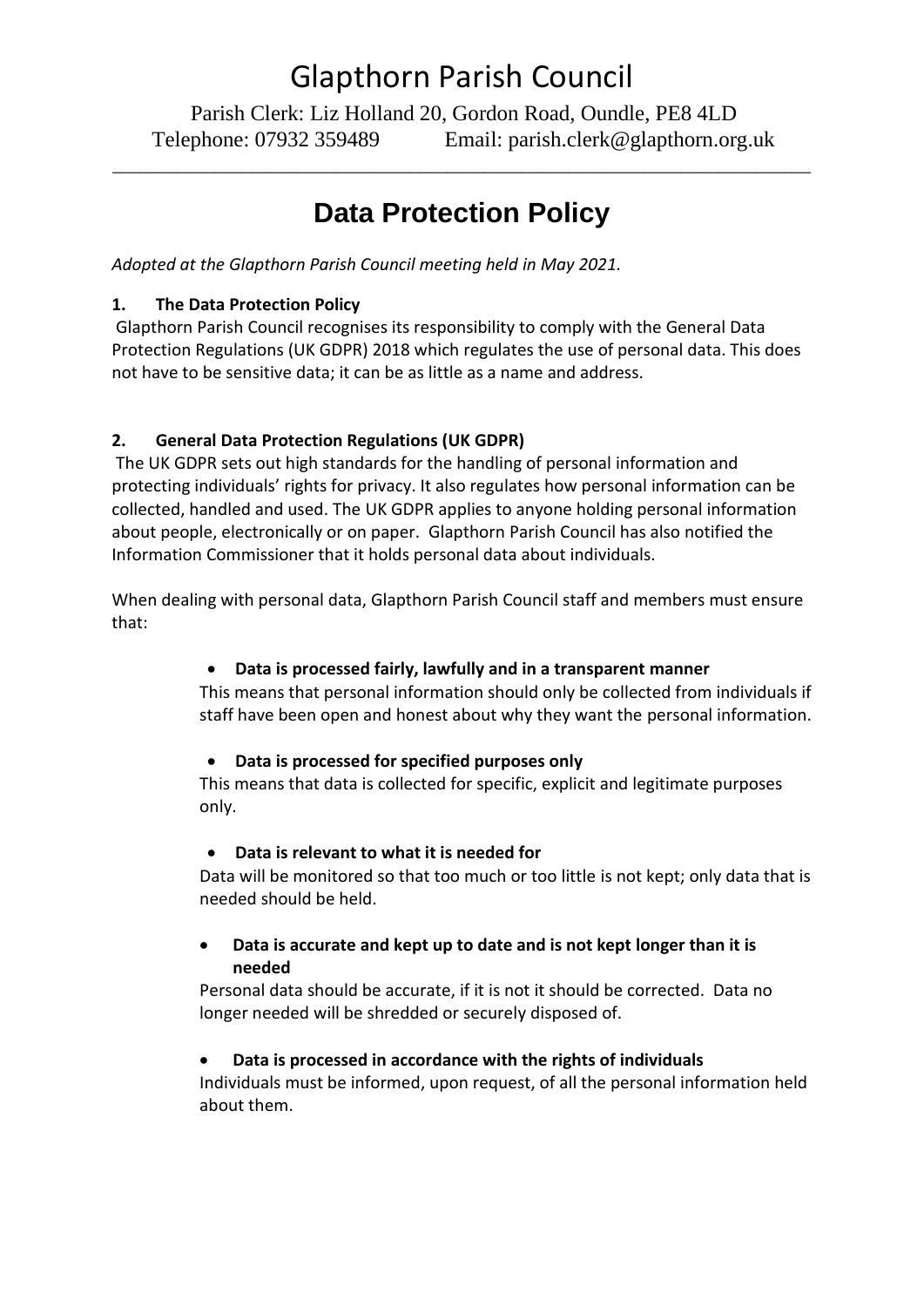# Glapthorn Parish Council

Parish Clerk: Liz Holland 20, Gordon Road, Oundle, PE8 4LD
Telephone: 07932 359489 Email: parish.clerk@glapthorn.org.uk

---

## Data Protection Policy

*Adopted at the Glapthorn Parish Council meeting held in May 2021.*

### 1. The Data Protection Policy

Glapthorn Parish Council recognises its responsibility to comply with the General Data Protection Regulations (UK GDPR) 2018 which regulates the use of personal data. This does not have to be sensitive data; it can be as little as a name and address.

### 2. General Data Protection Regulations (UK GDPR)

The UK GDPR sets out high standards for the handling of personal information and protecting individuals' rights for privacy. It also regulates how personal information can be collected, handled and used. The UK GDPR applies to anyone holding personal information about people, electronically or on paper. Glapthorn Parish Council has also notified the Information Commissioner that it holds personal data about individuals.

When dealing with personal data, Glapthorn Parish Council staff and members must ensure that:

- **Data is processed fairly, lawfully and in a transparent manner**
  This means that personal information should only be collected from individuals if staff have been open and honest about why they want the personal information.

- **Data is processed for specified purposes only**
  This means that data is collected for specific, explicit and legitimate purposes only.

- **Data is relevant to what it is needed for**
  Data will be monitored so that too much or too little is not kept; only data that is needed should be held.

- **Data is accurate and kept up to date and is not kept longer than it is needed**
  Personal data should be accurate, if it is not it should be corrected. Data no longer needed will be shredded or securely disposed of.

- **Data is processed in accordance with the rights of individuals**
  Individuals must be informed, upon request, of all the personal information held about them.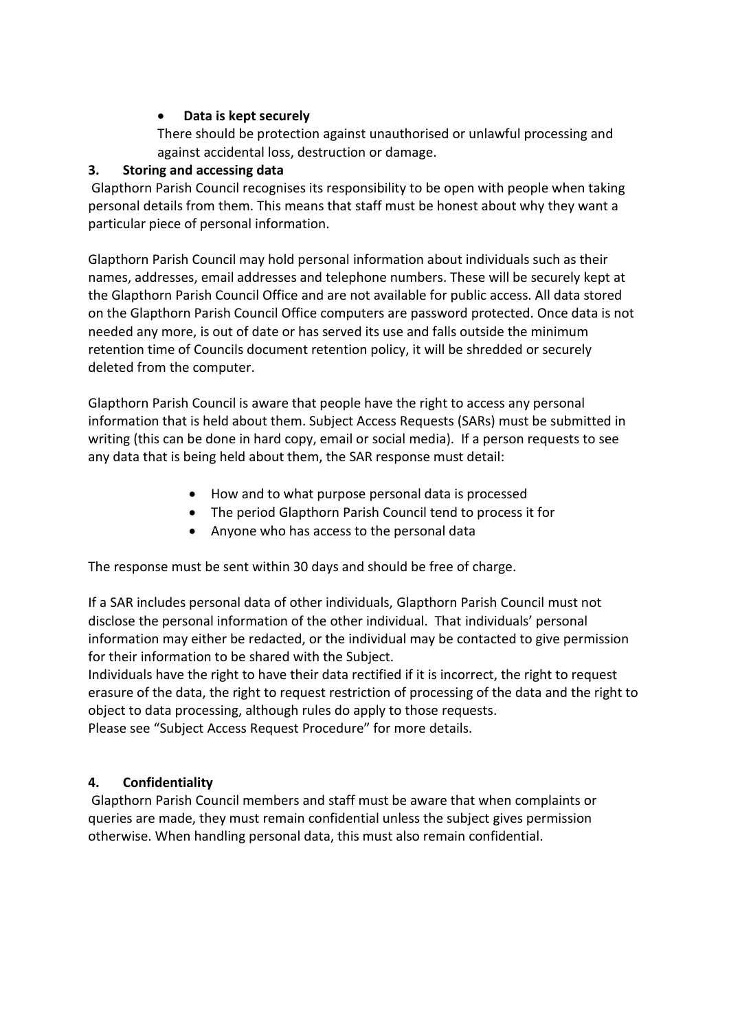- **Data is kept securely**
  There should be protection against unauthorised or unlawful processing and against accidental loss, destruction or damage.

## 3. Storing and accessing data

Glapthorn Parish Council recognises its responsibility to be open with people when taking personal details from them. This means that staff must be honest about why they want a particular piece of personal information.

Glapthorn Parish Council may hold personal information about individuals such as their names, addresses, email addresses and telephone numbers. These will be securely kept at the Glapthorn Parish Council Office and are not available for public access. All data stored on the Glapthorn Parish Council Office computers are password protected. Once data is not needed any more, is out of date or has served its use and falls outside the minimum retention time of Councils document retention policy, it will be shredded or securely deleted from the computer.

Glapthorn Parish Council is aware that people have the right to access any personal information that is held about them. Subject Access Requests (SARs) must be submitted in writing (this can be done in hard copy, email or social media). If a person requests to see any data that is being held about them, the SAR response must detail:

- How and to what purpose personal data is processed
- The period Glapthorn Parish Council tend to process it for
- Anyone who has access to the personal data

The response must be sent within 30 days and should be free of charge.

If a SAR includes personal data of other individuals, Glapthorn Parish Council must not disclose the personal information of the other individual. That individuals' personal information may either be redacted, or the individual may be contacted to give permission for their information to be shared with the Subject.
Individuals have the right to have their data rectified if it is incorrect, the right to request erasure of the data, the right to request restriction of processing of the data and the right to object to data processing, although rules do apply to those requests.
Please see "Subject Access Request Procedure" for more details.

## 4. Confidentiality

Glapthorn Parish Council members and staff must be aware that when complaints or queries are made, they must remain confidential unless the subject gives permission otherwise. When handling personal data, this must also remain confidential.